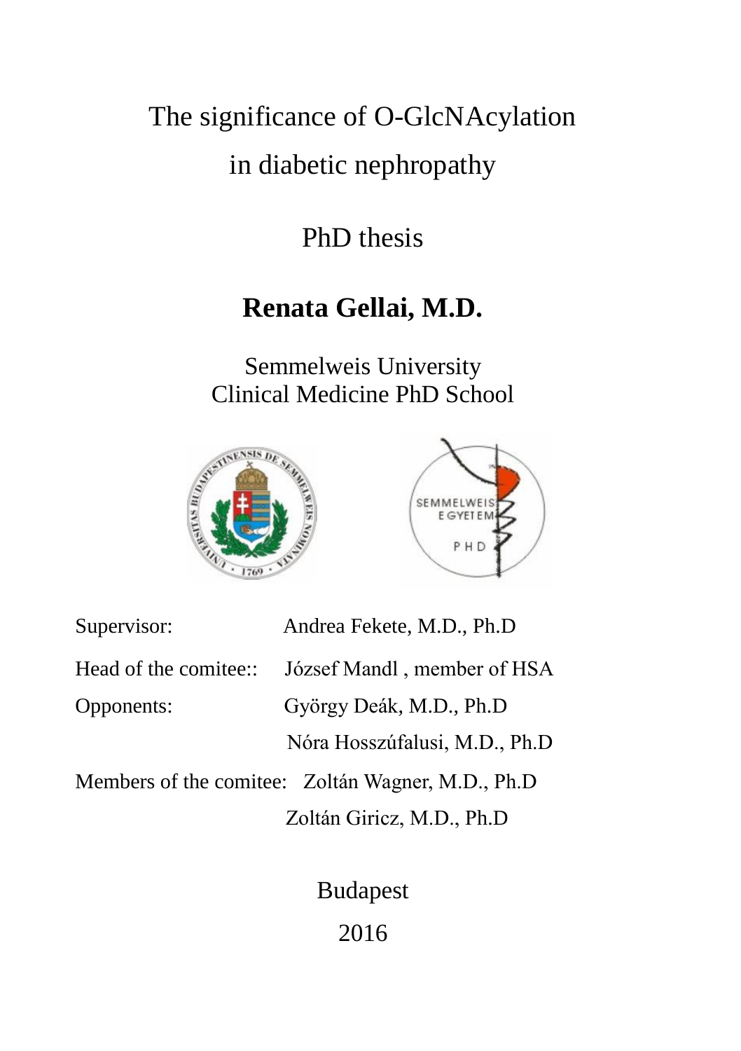# The significance of O-GlcNAcylation in diabetic nephropathy

PhD thesis

**Renata Gellai, M.D.**

Semmelweis University
Clinical Medicine PhD School

Supervisor: Andrea Fekete, M.D., Ph.D

Head of the comitee:: József Mandl , member of HSA

Opponents: György Deák, M.D., Ph.D

Nóra Hosszúfalusi, M.D., Ph.D

Members of the comitee: Zoltán Wagner, M.D., Ph.D

Zoltán Giricz, M.D., Ph.D

Budapest

2016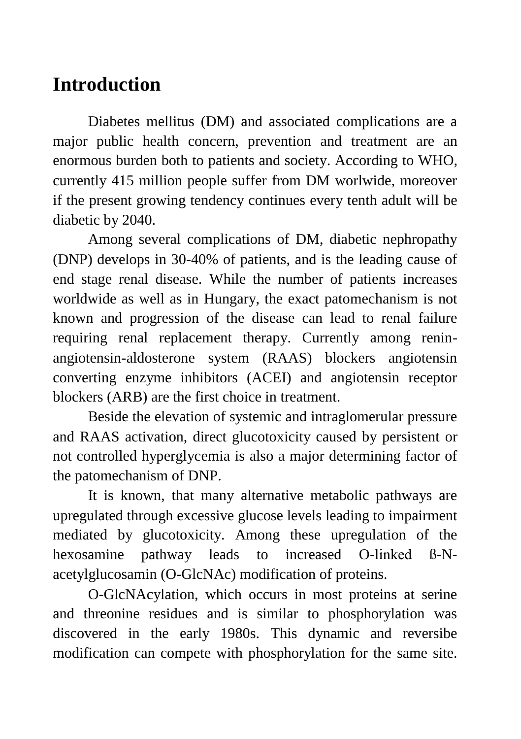# Introduction

Diabetes mellitus (DM) and associated complications are a major public health concern, prevention and treatment are an enormous burden both to patients and society. According to WHO, currently 415 million people suffer from DM worlwide, moreover if the present growing tendency continues every tenth adult will be diabetic by 2040.

Among several complications of DM, diabetic nephropathy (DNP) develops in 30-40% of patients, and is the leading cause of end stage renal disease. While the number of patients increases worldwide as well as in Hungary, the exact patomechanism is not known and progression of the disease can lead to renal failure requiring renal replacement therapy. Currently among renin-angiotensin-aldosterone system (RAAS) blockers angiotensin converting enzyme inhibitors (ACEI) and angiotensin receptor blockers (ARB) are the first choice in treatment.

Beside the elevation of systemic and intraglomerular pressure and RAAS activation, direct glucotoxicity caused by persistent or not controlled hyperglycemia is also a major determining factor of the patomechanism of DNP.

It is known, that many alternative metabolic pathways are upregulated through excessive glucose levels leading to impairment mediated by glucotoxicity. Among these upregulation of the hexosamine pathway leads to increased O-linked ß-N-acetylglucosamin (O-GlcNAc) modification of proteins.

O-GlcNAcylation, which occurs in most proteins at serine and threonine residues and is similar to phosphorylation was discovered in the early 1980s. This dynamic and reversibe modification can compete with phosphorylation for the same site.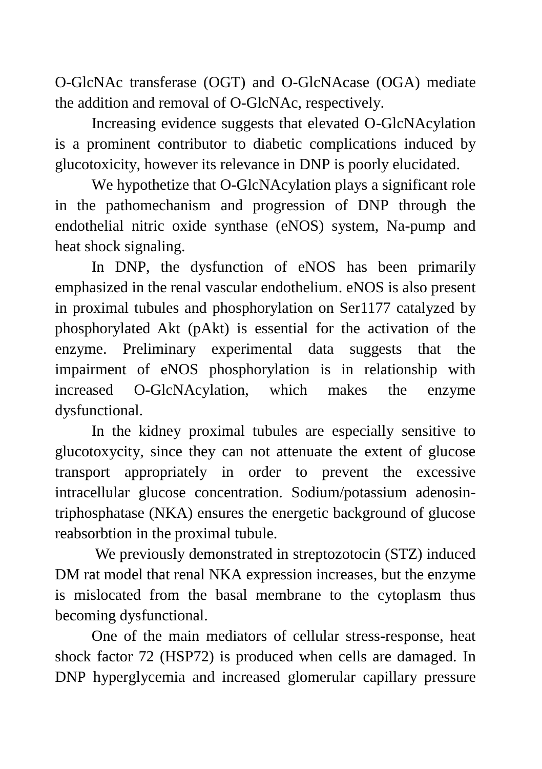O-GlcNAc transferase (OGT) and O-GlcNAcase (OGA) mediate the addition and removal of O-GlcNAc, respectively.

Increasing evidence suggests that elevated O-GlcNAcylation is a prominent contributor to diabetic complications induced by glucotoxicity, however its relevance in DNP is poorly elucidated.

We hypothetize that O-GlcNAcylation plays a significant role in the pathomechanism and progression of DNP through the endothelial nitric oxide synthase (eNOS) system, Na-pump and heat shock signaling.

In DNP, the dysfunction of eNOS has been primarily emphasized in the renal vascular endothelium. eNOS is also present in proximal tubules and phosphorylation on Ser1177 catalyzed by phosphorylated Akt (pAkt) is essential for the activation of the enzyme. Preliminary experimental data suggests that the impairment of eNOS phosphorylation is in relationship with increased O-GlcNAcylation, which makes the enzyme dysfunctional.

In the kidney proximal tubules are especially sensitive to glucotoxycity, since they can not attenuate the extent of glucose transport appropriately in order to prevent the excessive intracellular glucose concentration. Sodium/potassium adenosin-triphosphatase (NKA) ensures the energetic background of glucose reabsorbtion in the proximal tubule.

We previously demonstrated in streptozotocin (STZ) induced DM rat model that renal NKA expression increases, but the enzyme is mislocated from the basal membrane to the cytoplasm thus becoming dysfunctional.

One of the main mediators of cellular stress-response, heat shock factor 72 (HSP72) is produced when cells are damaged. In DNP hyperglycemia and increased glomerular capillary pressure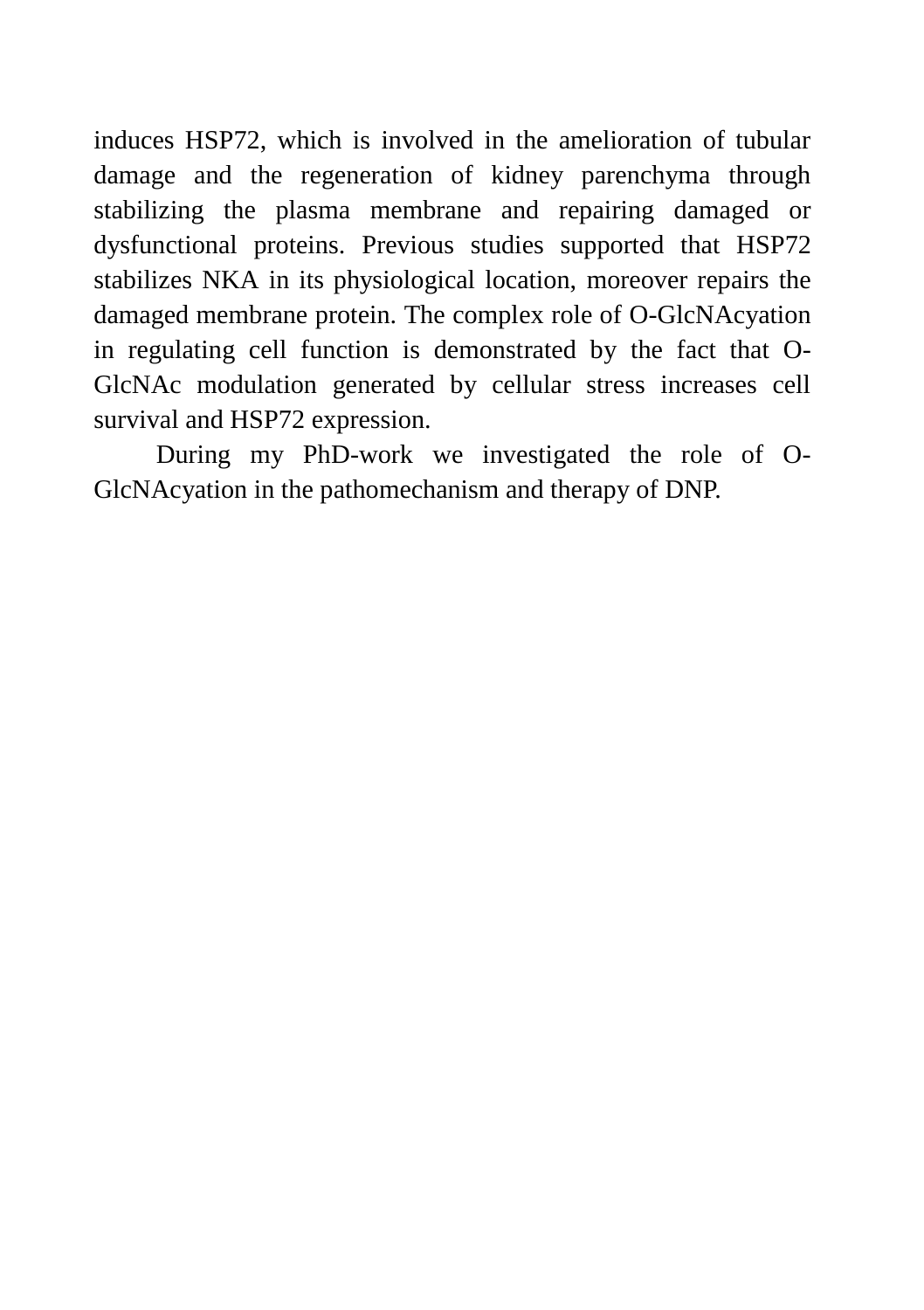induces HSP72, which is involved in the amelioration of tubular damage and the regeneration of kidney parenchyma through stabilizing the plasma membrane and repairing damaged or dysfunctional proteins. Previous studies supported that HSP72 stabilizes NKA in its physiological location, moreover repairs the damaged membrane protein. The complex role of O-GlcNAcyation in regulating cell function is demonstrated by the fact that O-GlcNAc modulation generated by cellular stress increases cell survival and HSP72 expression.

During my PhD-work we investigated the role of O-GlcNAcyation in the pathomechanism and therapy of DNP.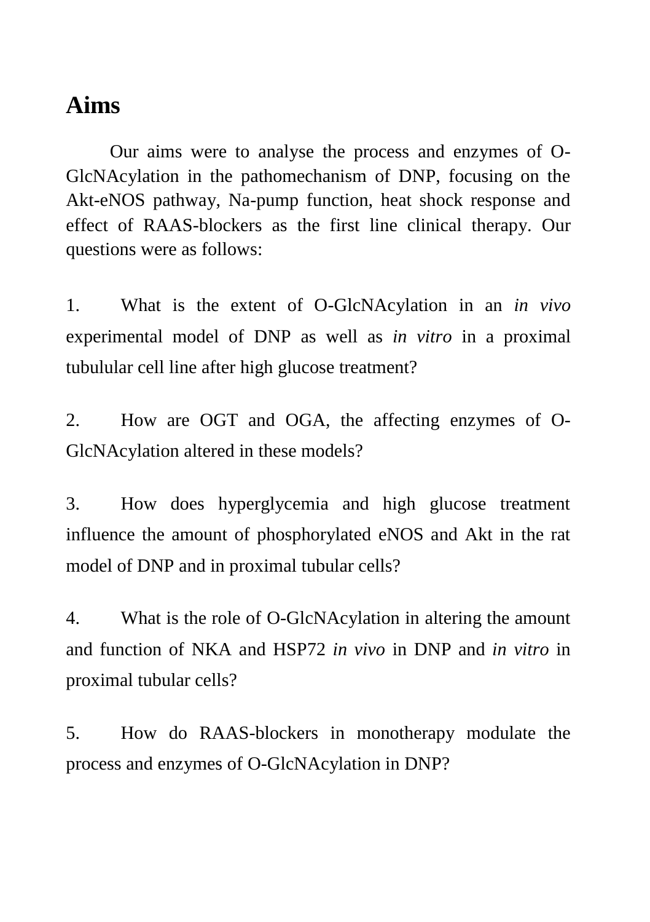# Aims

Our aims were to analyse the process and enzymes of O-GlcNAcylation in the pathomechanism of DNP, focusing on the Akt-eNOS pathway, Na-pump function, heat shock response and effect of RAAS-blockers as the first line clinical therapy. Our questions were as follows:

1. What is the extent of O-GlcNAcylation in an *in vivo* experimental model of DNP as well as *in vitro* in a proximal tubulular cell line after high glucose treatment?

2. How are OGT and OGA, the affecting enzymes of O-GlcNAcylation altered in these models?

3. How does hyperglycemia and high glucose treatment influence the amount of phosphorylated eNOS and Akt in the rat model of DNP and in proximal tubular cells?

4. What is the role of O-GlcNAcylation in altering the amount and function of NKA and HSP72 *in vivo* in DNP and *in vitro* in proximal tubular cells?

5. How do RAAS-blockers in monotherapy modulate the process and enzymes of O-GlcNAcylation in DNP?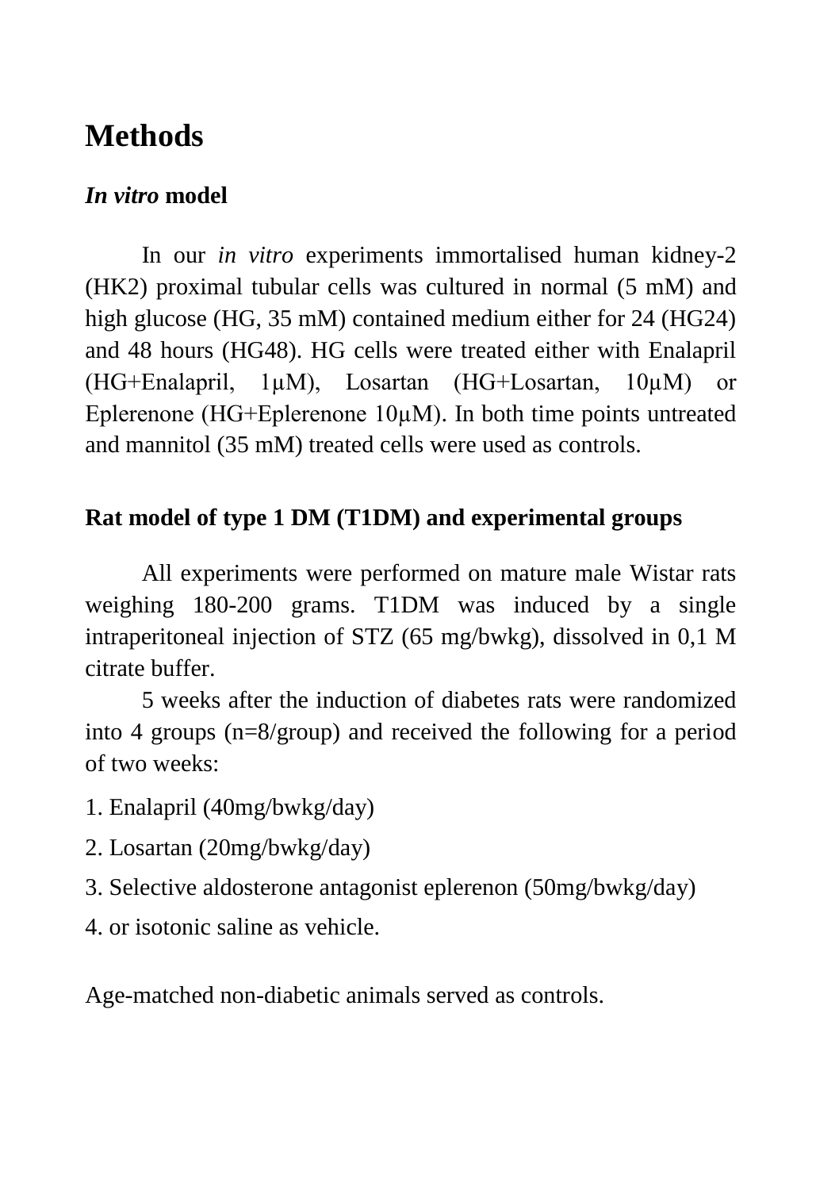# Methods

## *In vitro* model

In our *in vitro* experiments immortalised human kidney-2 (HK2) proximal tubular cells was cultured in normal (5 mM) and high glucose (HG, 35 mM) contained medium either for 24 (HG24) and 48 hours (HG48). HG cells were treated either with Enalapril (HG+Enalapril, 1μM), Losartan (HG+Losartan, 10μM) or Eplerenone (HG+Eplerenone 10μM). In both time points untreated and mannitol (35 mM) treated cells were used as controls.

## Rat model of type 1 DM (T1DM) and experimental groups

All experiments were performed on mature male Wistar rats weighing 180-200 grams. T1DM was induced by a single intraperitoneal injection of STZ (65 mg/bwkg), dissolved in 0,1 M citrate buffer.

5 weeks after the induction of diabetes rats were randomized into 4 groups (n=8/group) and received the following for a period of two weeks:

1. Enalapril (40mg/bwkg/day)
2. Losartan (20mg/bwkg/day)
3. Selective aldosterone antagonist eplerenon (50mg/bwkg/day)
4. or isotonic saline as vehicle.

Age-matched non-diabetic animals served as controls.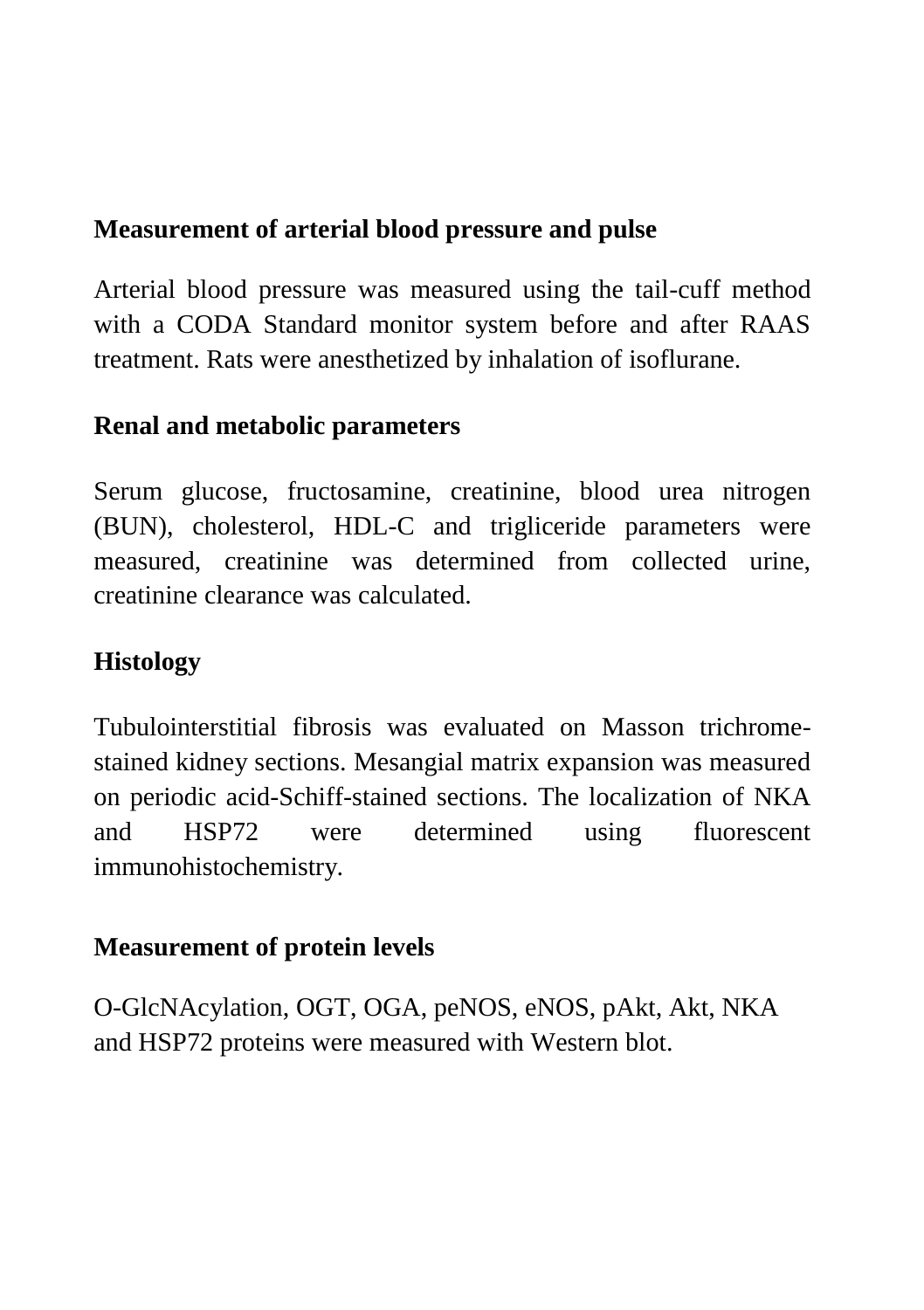**Measurement of arterial blood pressure and pulse**

Arterial blood pressure was measured using the tail-cuff method with a CODA Standard monitor system before and after RAAS treatment. Rats were anesthetized by inhalation of isoflurane.

**Renal and metabolic parameters**

Serum glucose, fructosamine, creatinine, blood urea nitrogen (BUN), cholesterol, HDL-C and trigliceride parameters were measured, creatinine was determined from collected urine, creatinine clearance was calculated.

**Histology**

Tubulointerstitial fibrosis was evaluated on Masson trichrome-stained kidney sections. Mesangial matrix expansion was measured on periodic acid-Schiff-stained sections. The localization of NKA and HSP72 were determined using fluorescent immunohistochemistry.

**Measurement of protein levels**

O-GlcNAcylation, OGT, OGA, peNOS, eNOS, pAkt, Akt, NKA and HSP72 proteins were measured with Western blot.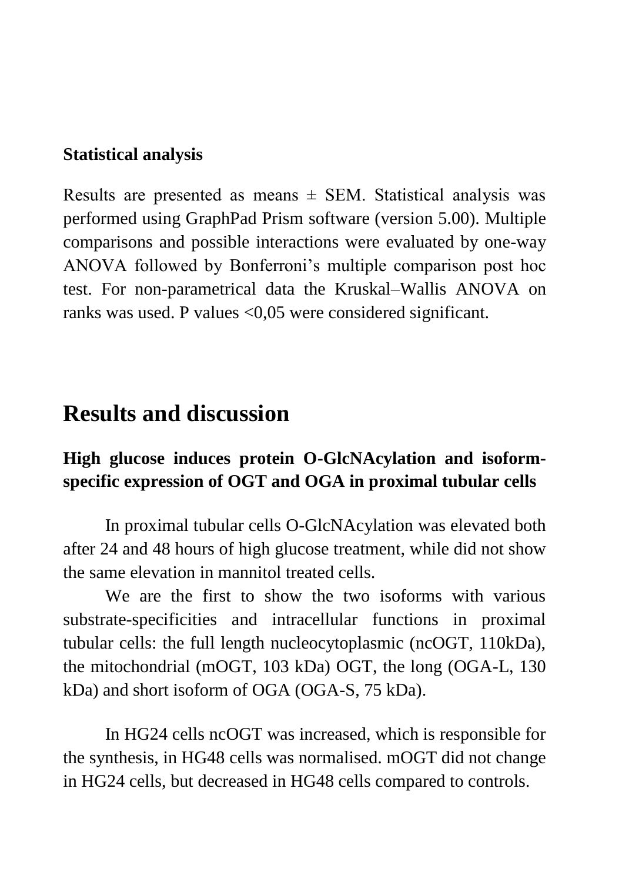**Statistical analysis**

Results are presented as means ± SEM. Statistical analysis was performed using GraphPad Prism software (version 5.00). Multiple comparisons and possible interactions were evaluated by one-way ANOVA followed by Bonferroni's multiple comparison post hoc test. For non-parametrical data the Kruskal–Wallis ANOVA on ranks was used. P values <0,05 were considered significant.

# Results and discussion

### High glucose induces protein O-GlcNAcylation and isoform-specific expression of OGT and OGA in proximal tubular cells

In proximal tubular cells O-GlcNAcylation was elevated both after 24 and 48 hours of high glucose treatment, while did not show the same elevation in mannitol treated cells.

We are the first to show the two isoforms with various substrate-specificities and intracellular functions in proximal tubular cells: the full length nucleocytoplasmic (ncOGT, 110kDa), the mitochondrial (mOGT, 103 kDa) OGT, the long (OGA-L, 130 kDa) and short isoform of OGA (OGA-S, 75 kDa).

In HG24 cells ncOGT was increased, which is responsible for the synthesis, in HG48 cells was normalised. mOGT did not change in HG24 cells, but decreased in HG48 cells compared to controls.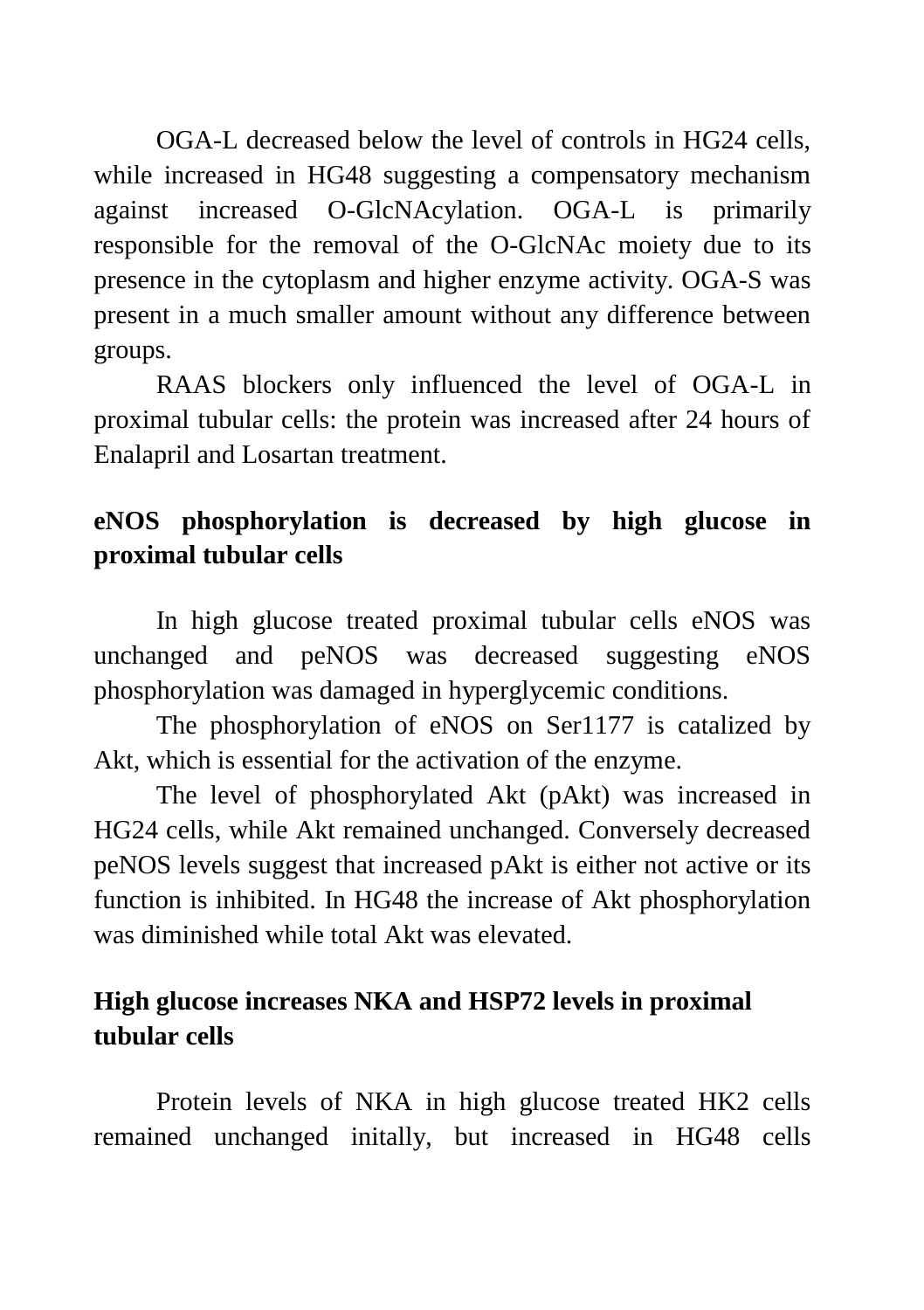OGA-L decreased below the level of controls in HG24 cells, while increased in HG48 suggesting a compensatory mechanism against increased O-GlcNAcylation. OGA-L is primarily responsible for the removal of the O-GlcNAc moiety due to its presence in the cytoplasm and higher enzyme activity. OGA-S was present in a much smaller amount without any difference between groups.

RAAS blockers only influenced the level of OGA-L in proximal tubular cells: the protein was increased after 24 hours of Enalapril and Losartan treatment.

## eNOS phosphorylation is decreased by high glucose in proximal tubular cells

In high glucose treated proximal tubular cells eNOS was unchanged and peNOS was decreased suggesting eNOS phosphorylation was damaged in hyperglycemic conditions.

The phosphorylation of eNOS on Ser1177 is catalized by Akt, which is essential for the activation of the enzyme.

The level of phosphorylated Akt (pAkt) was increased in HG24 cells, while Akt remained unchanged. Conversely decreased peNOS levels suggest that increased pAkt is either not active or its function is inhibited. In HG48 the increase of Akt phosphorylation was diminished while total Akt was elevated.

## High glucose increases NKA and HSP72 levels in proximal tubular cells

Protein levels of NKA in high glucose treated HK2 cells remained unchanged initally, but increased in HG48 cells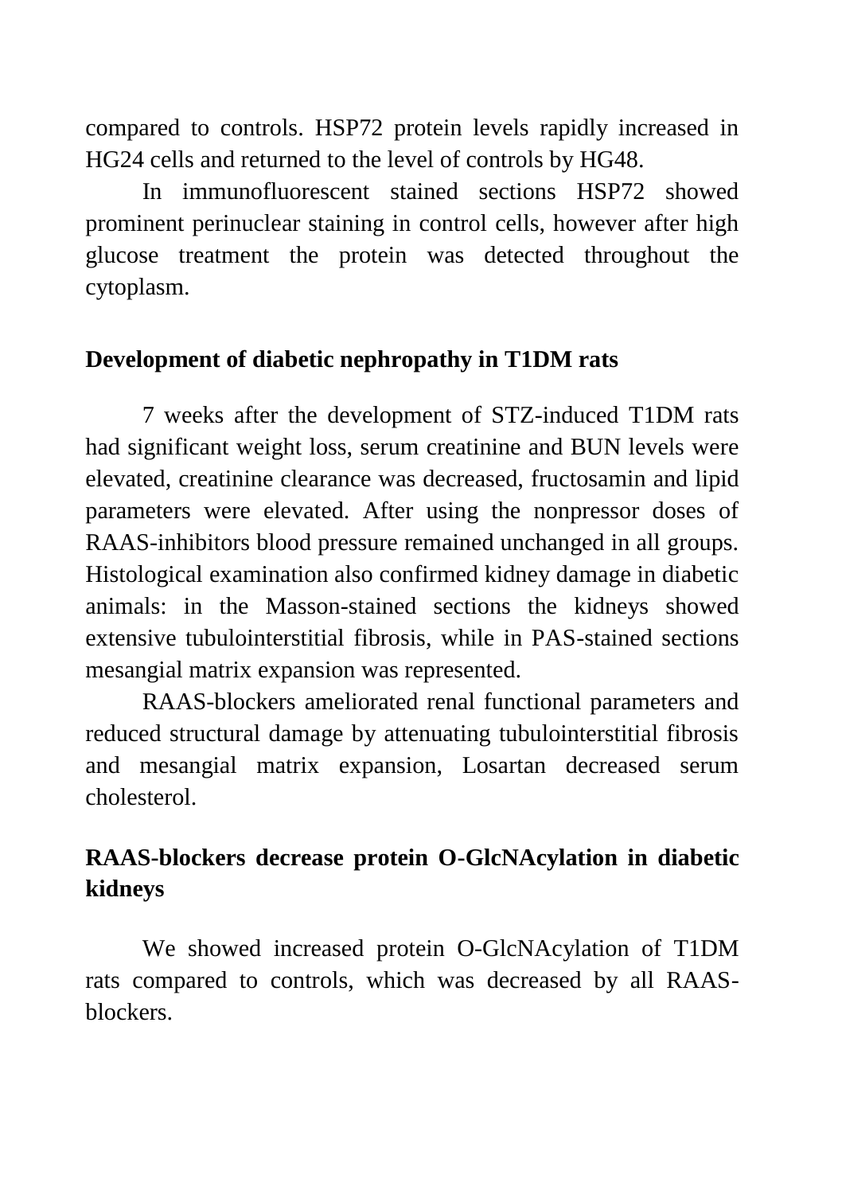compared to controls. HSP72 protein levels rapidly increased in HG24 cells and returned to the level of controls by HG48.

In immunofluorescent stained sections HSP72 showed prominent perinuclear staining in control cells, however after high glucose treatment the protein was detected throughout the cytoplasm.

### Development of diabetic nephropathy in T1DM rats

7 weeks after the development of STZ-induced T1DM rats had significant weight loss, serum creatinine and BUN levels were elevated, creatinine clearance was decreased, fructosamin and lipid parameters were elevated. After using the nonpressor doses of RAAS-inhibitors blood pressure remained unchanged in all groups. Histological examination also confirmed kidney damage in diabetic animals: in the Masson-stained sections the kidneys showed extensive tubulointerstitial fibrosis, while in PAS-stained sections mesangial matrix expansion was represented.

RAAS-blockers ameliorated renal functional parameters and reduced structural damage by attenuating tubulointerstitial fibrosis and mesangial matrix expansion, Losartan decreased serum cholesterol.

### RAAS-blockers decrease protein O-GlcNAcylation in diabetic kidneys

We showed increased protein O-GlcNAcylation of T1DM rats compared to controls, which was decreased by all RAAS-blockers.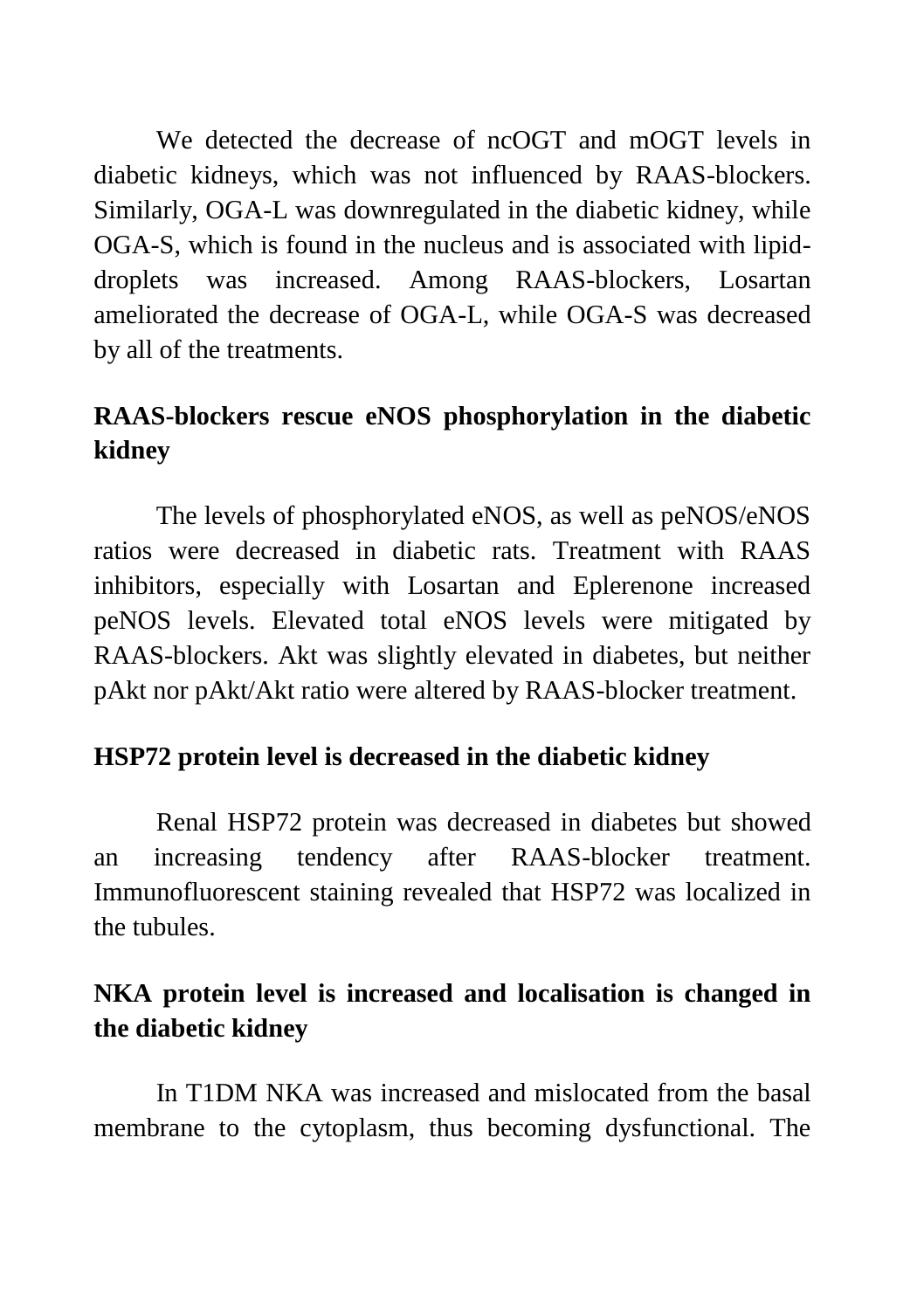We detected the decrease of ncOGT and mOGT levels in diabetic kidneys, which was not influenced by RAAS-blockers. Similarly, OGA-L was downregulated in the diabetic kidney, while OGA-S, which is found in the nucleus and is associated with lipid-droplets was increased. Among RAAS-blockers, Losartan ameliorated the decrease of OGA-L, while OGA-S was decreased by all of the treatments.

## RAAS-blockers rescue eNOS phosphorylation in the diabetic kidney

The levels of phosphorylated eNOS, as well as peNOS/eNOS ratios were decreased in diabetic rats. Treatment with RAAS inhibitors, especially with Losartan and Eplerenone increased peNOS levels. Elevated total eNOS levels were mitigated by RAAS-blockers. Akt was slightly elevated in diabetes, but neither pAkt nor pAkt/Akt ratio were altered by RAAS-blocker treatment.

## HSP72 protein level is decreased in the diabetic kidney

Renal HSP72 protein was decreased in diabetes but showed an increasing tendency after RAAS-blocker treatment. Immunofluorescent staining revealed that HSP72 was localized in the tubules.

## NKA protein level is increased and localisation is changed in the diabetic kidney

In T1DM NKA was increased and mislocated from the basal membrane to the cytoplasm, thus becoming dysfunctional. The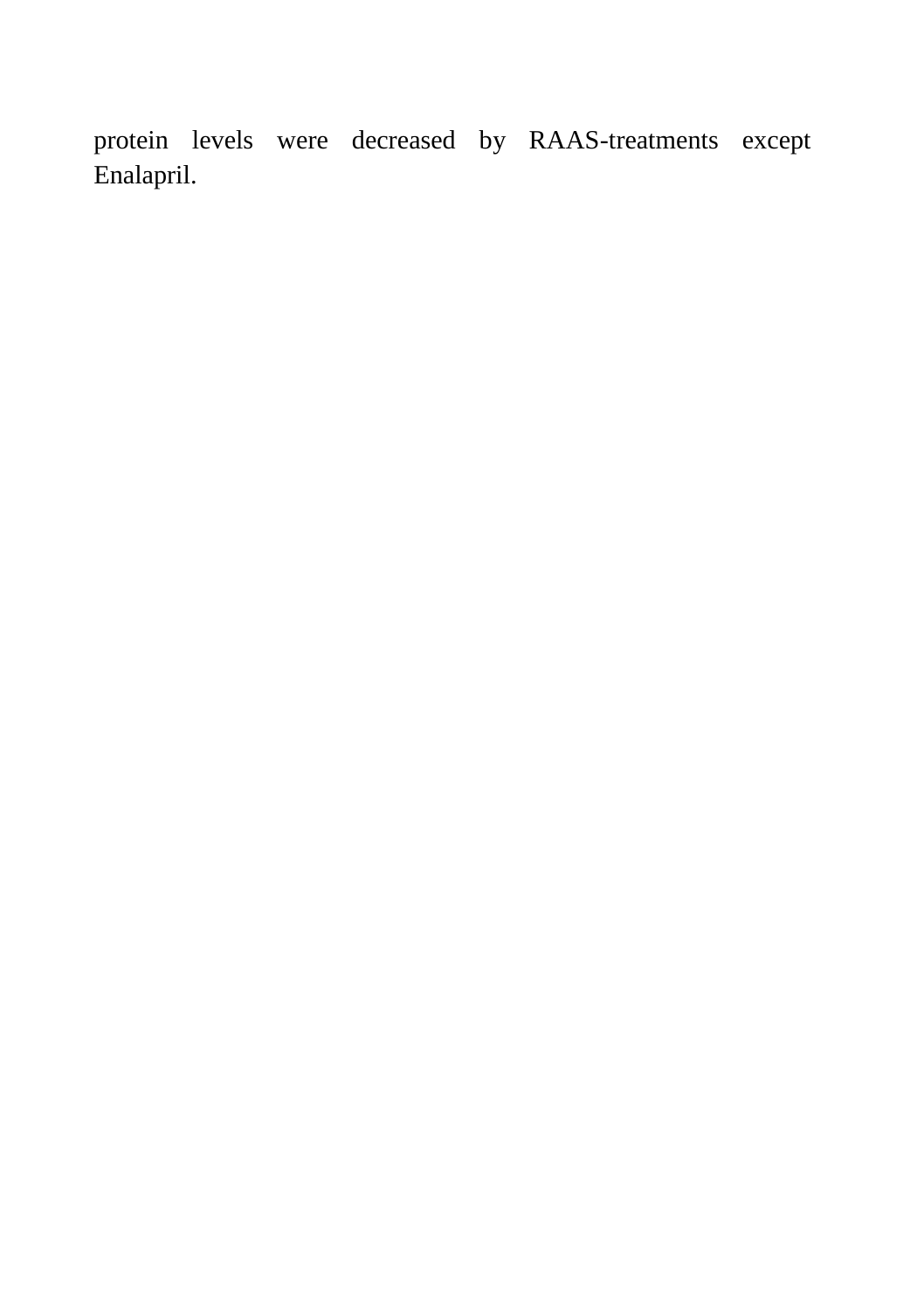protein levels were decreased by RAAS-treatments except Enalapril.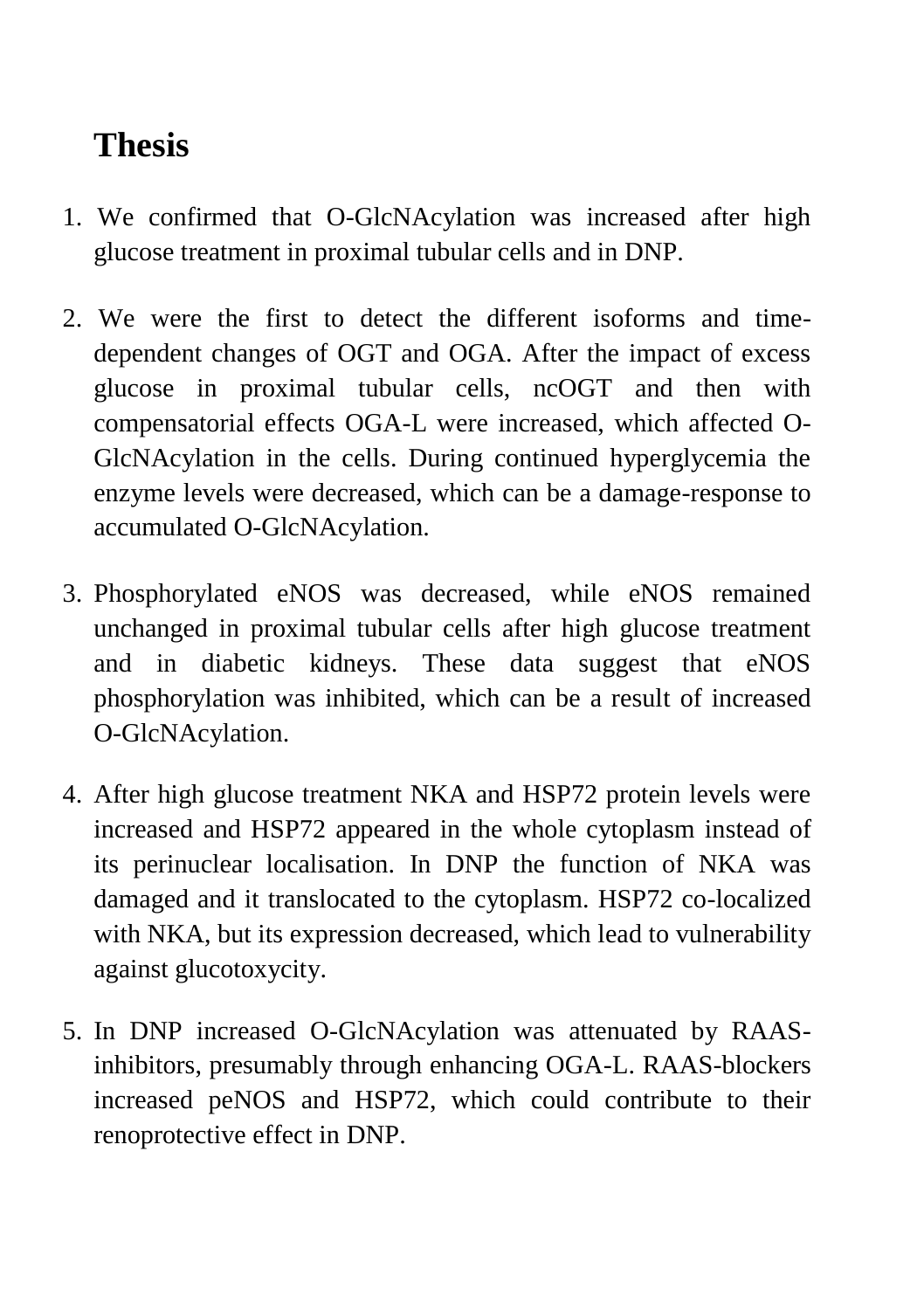# Thesis

1. We confirmed that O-GlcNAcylation was increased after high glucose treatment in proximal tubular cells and in DNP.

2. We were the first to detect the different isoforms and time-dependent changes of OGT and OGA. After the impact of excess glucose in proximal tubular cells, ncOGT and then with compensatorial effects OGA-L were increased, which affected O-GlcNAcylation in the cells. During continued hyperglycemia the enzyme levels were decreased, which can be a damage-response to accumulated O-GlcNAcylation.

3. Phosphorylated eNOS was decreased, while eNOS remained unchanged in proximal tubular cells after high glucose treatment and in diabetic kidneys. These data suggest that eNOS phosphorylation was inhibited, which can be a result of increased O-GlcNAcylation.

4. After high glucose treatment NKA and HSP72 protein levels were increased and HSP72 appeared in the whole cytoplasm instead of its perinuclear localisation. In DNP the function of NKA was damaged and it translocated to the cytoplasm. HSP72 co-localized with NKA, but its expression decreased, which lead to vulnerability against glucotoxycity.

5. In DNP increased O-GlcNAcylation was attenuated by RAAS-inhibitors, presumably through enhancing OGA-L. RAAS-blockers increased peNOS and HSP72, which could contribute to their renoprotective effect in DNP.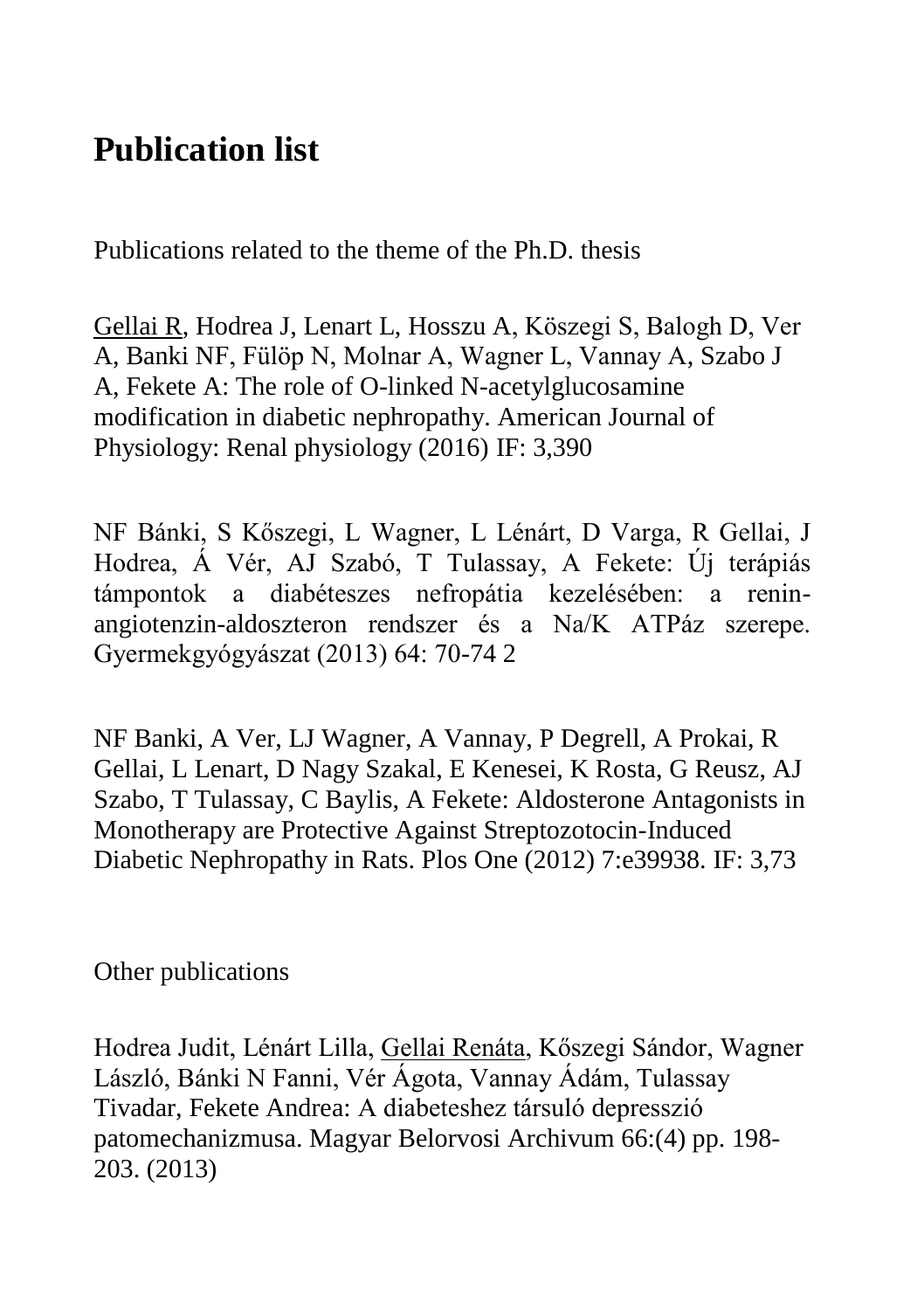# Publication list

Publications related to the theme of the Ph.D. thesis

<u>Gellai R</u>, Hodrea J, Lenart L, Hosszu A, Köszegi S, Balogh D, Ver A, Banki NF, Fülöp N, Molnar A, Wagner L, Vannay A, Szabo J A, Fekete A: The role of O-linked N-acetylglucosamine modification in diabetic nephropathy. American Journal of Physiology: Renal physiology (2016) IF: 3,390

NF Bánki, S Kőszegi, L Wagner, L Lénárt, D Varga, R Gellai, J Hodrea, Á Vér, AJ Szabó, T Tulassay, A Fekete: Új terápiás támpontok a diabéteszes nefropátia kezelésében: a renin-angiotenzin-aldoszteron rendszer és a Na/K ATPáz szerepe. Gyermekgyógyászat (2013) 64: 70-74 2

NF Banki, A Ver, LJ Wagner, A Vannay, P Degrell, A Prokai, R Gellai, L Lenart, D Nagy Szakal, E Kenesei, K Rosta, G Reusz, AJ Szabo, T Tulassay, C Baylis, A Fekete: Aldosterone Antagonists in Monotherapy are Protective Against Streptozotocin-Induced Diabetic Nephropathy in Rats. Plos One (2012) 7:e39938. IF: 3,73

Other publications

Hodrea Judit, Lénárt Lilla, <u>Gellai Renáta</u>, Kőszegi Sándor, Wagner László, Bánki N Fanni, Vér Ágota, Vannay Ádám, Tulassay Tivadar, Fekete Andrea: A diabeteshez társuló depresszió patomechanizmusa. Magyar Belorvosi Archivum 66:(4) pp. 198-203. (2013)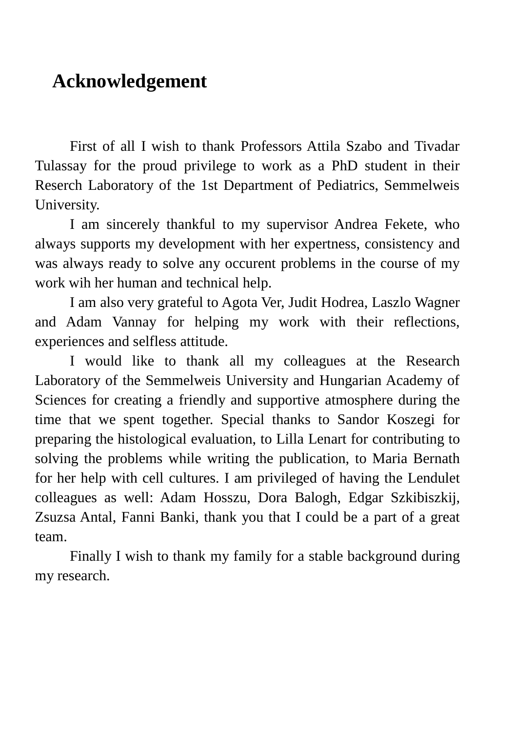# Acknowledgement

First of all I wish to thank Professors Attila Szabo and Tivadar Tulassay for the proud privilege to work as a PhD student in their Reserch Laboratory of the 1st Department of Pediatrics, Semmelweis University.

I am sincerely thankful to my supervisor Andrea Fekete, who always supports my development with her expertness, consistency and was always ready to solve any occurent problems in the course of my work wih her human and technical help.

I am also very grateful to Agota Ver, Judit Hodrea, Laszlo Wagner and Adam Vannay for helping my work with their reflections, experiences and selfless attitude.

I would like to thank all my colleagues at the Research Laboratory of the Semmelweis University and Hungarian Academy of Sciences for creating a friendly and supportive atmosphere during the time that we spent together. Special thanks to Sandor Koszegi for preparing the histological evaluation, to Lilla Lenart for contributing to solving the problems while writing the publication, to Maria Bernath for her help with cell cultures. I am privileged of having the Lendulet colleagues as well: Adam Hosszu, Dora Balogh, Edgar Szkibiszkij, Zsuzsa Antal, Fanni Banki, thank you that I could be a part of a great team.

Finally I wish to thank my family for a stable background during my research.